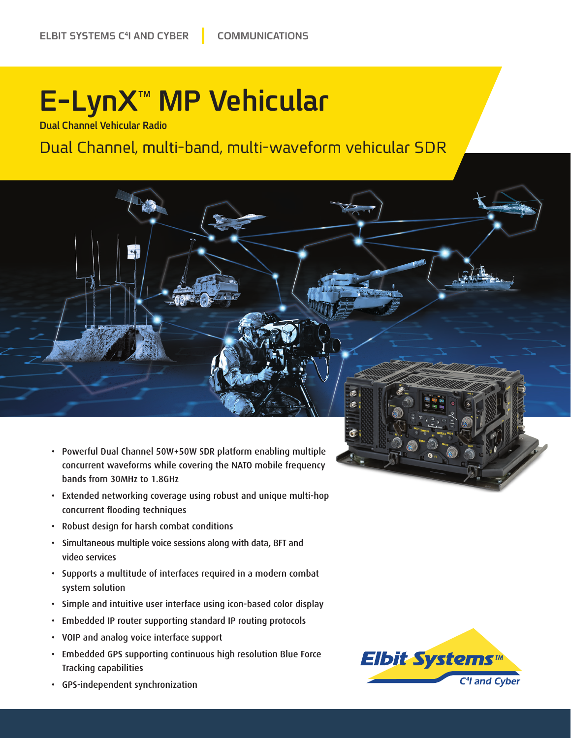ELBIT SYSTEMS C4I AND CYBER | COMMUNICATIONS

# E-LynX™ MP Vehicular

**Dual Channel Vehicular Radio**

## Dual Channel, multi-band, multi-waveform vehicular SDR

- Powerful Dual Channel 50W+50W SDR platform enabling multiple concurrent waveforms while covering the NATO mobile frequency bands from 30MHz to 1.8GHz
- Extended networking coverage using robust and unique multi-hop concurrent flooding techniques
- Robust design for harsh combat conditions
- Simultaneous multiple voice sessions along with data, BFT and video services
- Supports a multitude of interfaces required in a modern combat system solution
- Simple and intuitive user interface using icon-based color display
- Embedded IP router supporting standard IP routing protocols
- VOIP and analog voice interface support
- Embedded GPS supporting continuous high resolution Blue Force Tracking capabilities
- GPS-independent synchronization

Elbit Systems™ C4I and Cyber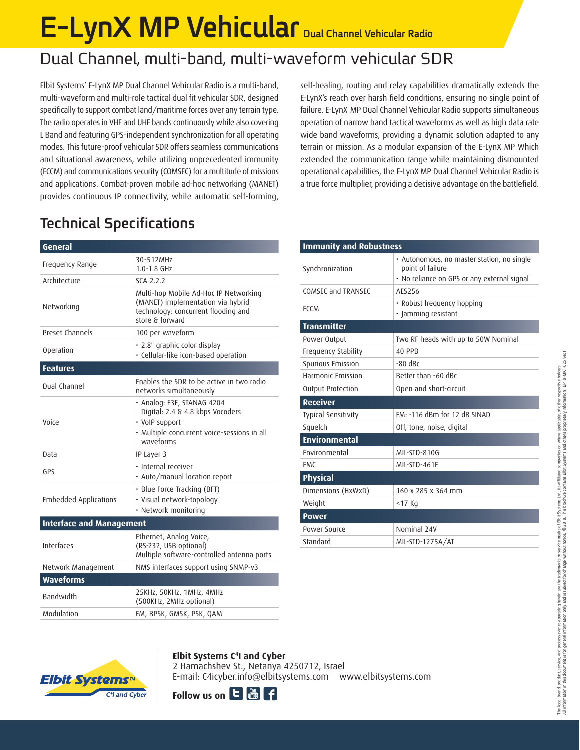# E-LynX MP Vehicular Dual Channel Vehicular Radio

## Dual Channel, multi-band, multi-waveform vehicular SDR

Elbit Systems' E-LynX MP Dual Channel Vehicular Radio is a multi-band, multi-waveform and multi-role tactical dual fit vehicular SDR, designed specifically to support combat land/maritime forces over any terrain type. The radio operates in VHF and UHF bands continuously while also covering L Band and featuring GPS-independent synchronization for all operating modes. This future-proof vehicular SDR offers seamless communications and situational awareness, while utilizing unprecedented immunity (ECCM) and communications security (COMSEC) for a multitude of missions and applications. Combat-proven mobile ad-hoc networking (MANET) provides continuous IP connectivity, while automatic self-forming, self-healing, routing and relay capabilities dramatically extends the E-LynX's reach over harsh field conditions, ensuring no single point of failure. E-LynX MP Dual Channel Vehicular Radio supports simultaneous operation of narrow band tactical waveforms as well as high data rate wide band waveforms, providing a dynamic solution adapted to any terrain or mission. As a modular expansion of the E-LynX MP Which extended the communication range while maintaining dismounted operational capabilities, the E-LynX MP Dual Channel Vehicular Radio is a true force multiplier, providing a decisive advantage on the battlefield.

## Technical Specifications

| General | |
|---|---|
| Frequency Range | 30-512MHz<br>1.0-1.8 GHz |
| Architecture | SCA 2.2.2 |
| Networking | Multi-hop Mobile Ad-Hoc IP Networking (MANET) implementation via hybrid technology: concurrent flooding and store & forward |
| Preset Channels | 100 per waveform |
| Operation | • 2.8" graphic color display<br>• Cellular-like icon-based operation |
| **Features** | |
| Dual Channel | Enables the SDR to be active in two radio networks simultaneously |
| Voice | • Analog: F3E, STANAG 4204<br>Digital: 2.4 & 4.8 kbps Vocoders<br>• VoIP support<br>• Multiple concurrent voice-sessions in all waveforms |
| Data | IP Layer 3 |
| GPS | • Internal receiver<br>• Auto/manual location report |
| Embedded Applications | • Blue Force Tracking (BFT)<br>• Visual network-topology<br>• Network monitoring |
| **Interface and Management** | |
| Interfaces | Ethernet, Analog Voice,<br>(RS-232, USB optional)<br>Multiple software-controlled antenna ports |
| Network Management | NMS interfaces support using SNMP-v3 |
| **Waveforms** | |
| Bandwidth | 25KHz, 50KHz, 1MHz, 4MHz<br>(500KHz, 2MHz optional) |
| Modulation | FM, BPSK, GMSK, PSK, QAM |

| Immunity and Robustness | |
|---|---|
| Synchronization | • Autonomous, no master station, no single point of failure<br>• No reliance on GPS or any external signal |
| COMSEC and TRANSEC | AES256 |
| ECCM | • Robust frequency hopping<br>• Jamming resistant |
| **Transmitter** | |
| Power Output | Two RF heads with up to 50W Nominal |
| Frequency Stability | 40 PPB |
| Spurious Emission | -80 dBc |
| Harmonic Emission | Better than -60 dBc |
| Output Protection | Open and short-circuit |
| **Receiver** | |
| Typical Sensitivity | FM: -116 dBm for 12 dB SINAD |
| Squelch | Off, tone, noise, digital |
| **Environmental** | |
| Environmental | MIL-STD-810G |
| EMC | MIL-STD-461F |
| **Physical** | |
| Dimensions (HxWxD) | 160 x 285 x 364 mm |
| Weight | <17 Kg |
| **Power** | |
| Power Source | Nominal 24V |
| Standard | MIL-STD-1275A/AT |

Elbit Systems™ C4I and Cyber

**Elbit Systems C4I and Cyber**
2 Hamachshev St., Netanya 4250712, Israel
E-mail: C4icyber.info@elbitsystems.com www.elbitsystems.com

**Follow us on**

The logo, brand, product, service and process names appearing herein are the trademarks or service marks of Elbit Systems Ltd., its affiliated companies or, where applicable, of other respective holders. All information in this document is for general information only and is subject for change without notice. ©2018. This brochure contains Elbit Systems and others proprietary information. EP18-MKT-025 ver.1